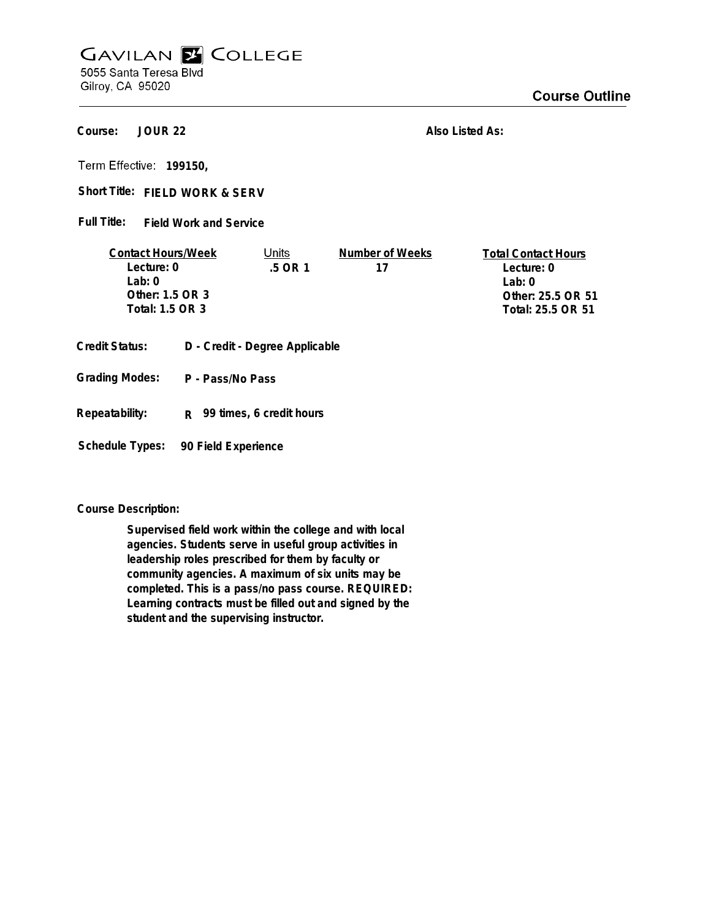# GAVILAN COLLEGE

5055 Santa Teresa Blvd
Gilroy, CA 95020

## Course Outline

**Course:** JOUR 22

**Also Listed As:**

**Term Effective:** 199150,

**Short Title:** FIELD WORK & SERV

**Full Title:** Field Work and Service

| Contact Hours/Week | Units | Number of Weeks | Total Contact Hours |
|---|---|---|---|
| Lecture: 0 | .5 OR 1 | 17 | Lecture: 0 |
| Lab: 0 | | | Lab: 0 |
| Other: 1.5 OR 3 | | | Other: 25.5 OR 51 |
| Total: 1.5 OR 3 | | | Total: 25.5 OR 51 |

**Credit Status:** D - Credit - Degree Applicable

**Grading Modes:** P - Pass/No Pass

**Repeatability:** R 99 times, 6 credit hours

**Schedule Types:** 90 Field Experience

**Course Description:**

Supervised field work within the college and with local agencies. Students serve in useful group activities in leadership roles prescribed for them by faculty or community agencies. A maximum of six units may be completed. This is a pass/no pass course. REQUIRED: Learning contracts must be filled out and signed by the student and the supervising instructor.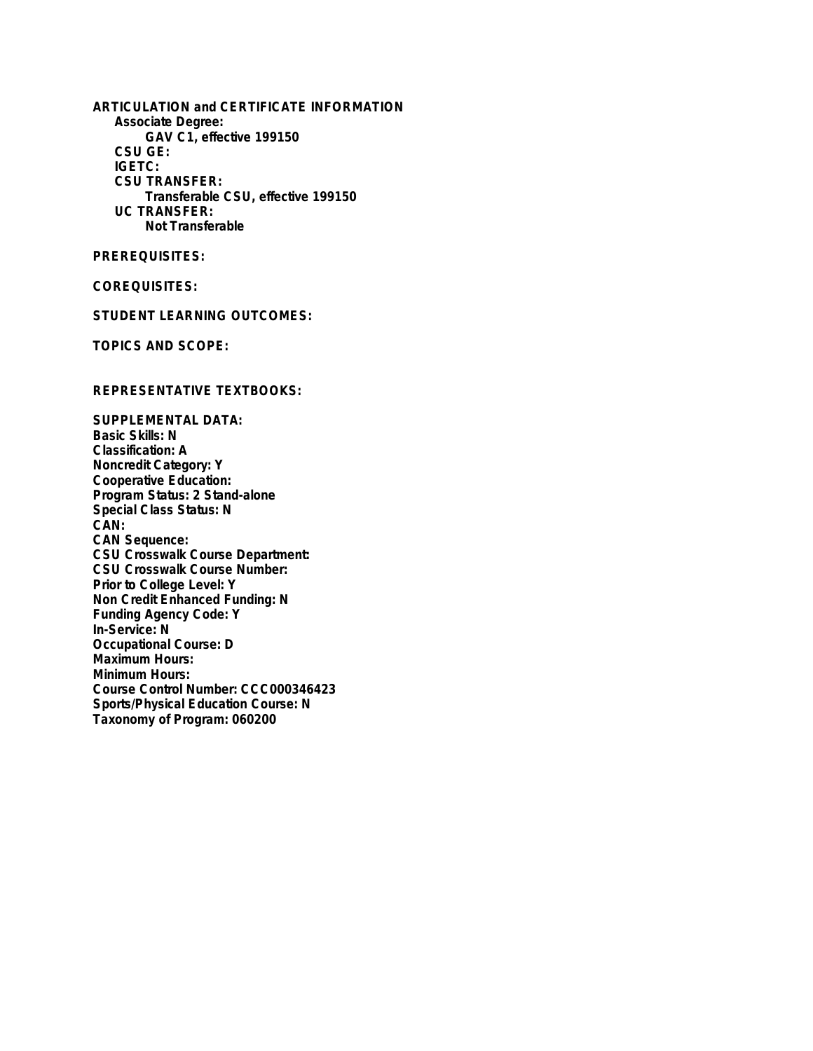**ARTICULATION and CERTIFICATE INFORMATION**

- **Associate Degree:**
  - **GAV C1, effective 199150**
- **CSU GE:**
- **IGETC:**
- **CSU TRANSFER:**
  - **Transferable CSU, effective 199150**
- **UC TRANSFER:**
  - **Not Transferable**

**PREREQUISITES:**

**COREQUISITES:**

**STUDENT LEARNING OUTCOMES:**

**TOPICS AND SCOPE:**

**REPRESENTATIVE TEXTBOOKS:**

**SUPPLEMENTAL DATA:**
**Basic Skills: N**
**Classification: A**
**Noncredit Category: Y**
**Cooperative Education:**
**Program Status: 2 Stand-alone**
**Special Class Status: N**
**CAN:**
**CAN Sequence:**
**CSU Crosswalk Course Department:**
**CSU Crosswalk Course Number:**
**Prior to College Level: Y**
**Non Credit Enhanced Funding: N**
**Funding Agency Code: Y**
**In-Service: N**
**Occupational Course: D**
**Maximum Hours:**
**Minimum Hours:**
**Course Control Number: CCC000346423**
**Sports/Physical Education Course: N**
**Taxonomy of Program: 060200**